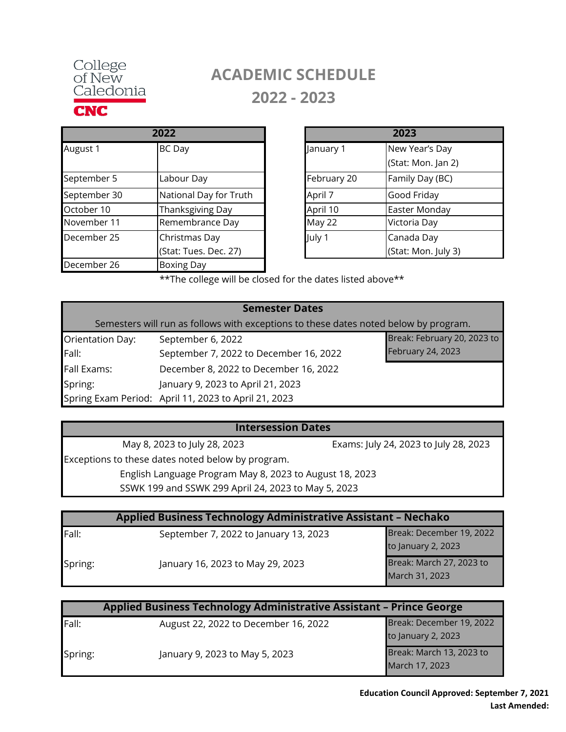College of New Caledonia

CNC

# ACADEMIC SCHEDULE 2022 - 2023

| 2022 | |
|---|---|
| August 1 | BC Day |
| September 5 | Labour Day |
| September 30 | National Day for Truth |
| October 10 | Thanksgiving Day |
| November 11 | Remembrance Day |
| December 25 | Christmas Day (Stat: Tues. Dec. 27) |
| December 26 | Boxing Day |

| 2023 | |
|---|---|
| January 1 | New Year's Day (Stat: Mon. Jan 2) |
| February 20 | Family Day (BC) |
| April 7 | Good Friday |
| April 10 | Easter Monday |
| May 22 | Victoria Day |
| July 1 | Canada Day (Stat: Mon. July 3) |

**The college will be closed for the dates listed above**

| Semester Dates | | |
|---|---|---|
| Semesters will run as follows with exceptions to these dates noted below by program. | | |
| Orientation Day: | September 6, 2022 | Break: February 20, 2023 to February 24, 2023 |
| Fall: | September 7, 2022 to December 16, 2022 | |
| Fall Exams: | December 8, 2022 to December 16, 2022 | |
| Spring: | January 9, 2023 to April 21, 2023 | |
| Spring Exam Period: | April 11, 2023 to April 21, 2023 | |

## Intersession Dates

May 8, 2023 to July 28, 2023 — Exams: July 24, 2023 to July 28, 2023

Exceptions to these dates noted below by program.

English Language Program May 8, 2023 to August 18, 2023

SSWK 199 and SSWK 299 April 24, 2023 to May 5, 2023

| Applied Business Technology Administrative Assistant – Nechako | | |
|---|---|---|
| Fall: | September 7, 2022 to January 13, 2023 | Break: December 19, 2022 to January 2, 2023 |
| Spring: | January 16, 2023 to May 29, 2023 | Break: March 27, 2023 to March 31, 2023 |

| Applied Business Technology Administrative Assistant – Prince George | | |
|---|---|---|
| Fall: | August 22, 2022 to December 16, 2022 | Break: December 19, 2022 to January 2, 2023 |
| Spring: | January 9, 2023 to May 5, 2023 | Break: March 13, 2023 to March 17, 2023 |

**Education Council Approved: September 7, 2021**

**Last Amended:**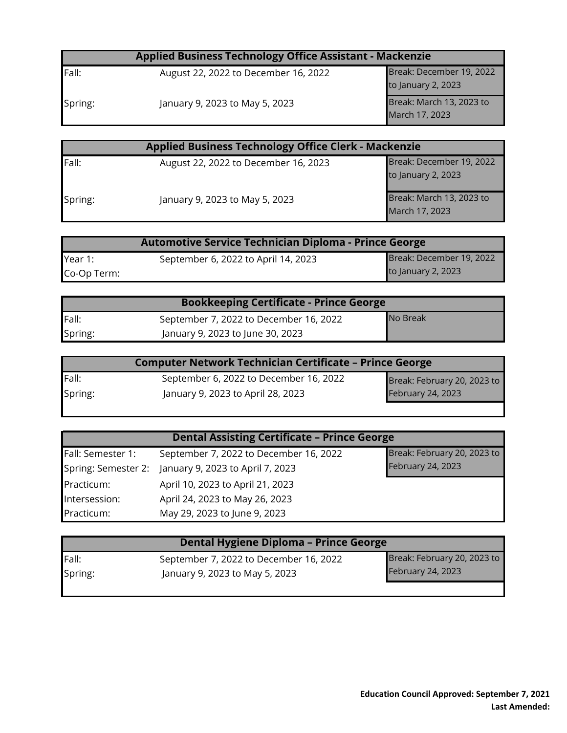| Applied Business Technology Office Assistant - Mackenzie | | |
|---|---|---|
| Fall: | August 22, 2022 to December 16, 2022 | Break: December 19, 2022 to January 2, 2023 |
| Spring: | January 9, 2023 to May 5, 2023 | Break: March 13, 2023 to March 17, 2023 |

| Applied Business Technology Office Clerk - Mackenzie | | |
|---|---|---|
| Fall: | August 22, 2022 to December 16, 2023 | Break: December 19, 2022 to January 2, 2023 |
| Spring: | January 9, 2023 to May 5, 2023 | Break: March 13, 2023 to March 17, 2023 |

| Automotive Service Technician Diploma - Prince George | | |
|---|---|---|
| Year 1: | September 6, 2022 to April 14, 2023 | Break: December 19, 2022 to January 2, 2023 |
| Co-Op Term: | | |

| Bookkeeping Certificate - Prince George | | |
|---|---|---|
| Fall: | September 7, 2022 to December 16, 2022 | No Break |
| Spring: | January 9, 2023 to June 30, 2023 | |

| Computer Network Technician Certificate – Prince George | | |
|---|---|---|
| Fall: | September 6, 2022 to December 16, 2022 | Break: February 20, 2023 to February 24, 2023 |
| Spring: | January 9, 2023 to April 28, 2023 | |

| Dental Assisting Certificate – Prince George | | |
|---|---|---|
| Fall: Semester 1: | September 7, 2022 to December 16, 2022 | Break: February 20, 2023 to February 24, 2023 |
| Spring: Semester 2: | January 9, 2023 to April 7, 2023 | |
| Practicum: | April 10, 2023 to April 21, 2023 | |
| Intersession: | April 24, 2023 to May 26, 2023 | |
| Practicum: | May 29, 2023 to June 9, 2023 | |

| Dental Hygiene Diploma – Prince George | | |
|---|---|---|
| Fall: | September 7, 2022 to December 16, 2022 | Break: February 20, 2023 to February 24, 2023 |
| Spring: | January 9, 2023 to May 5, 2023 | |

**Education Council Approved: September 7, 2021**
**Last Amended:**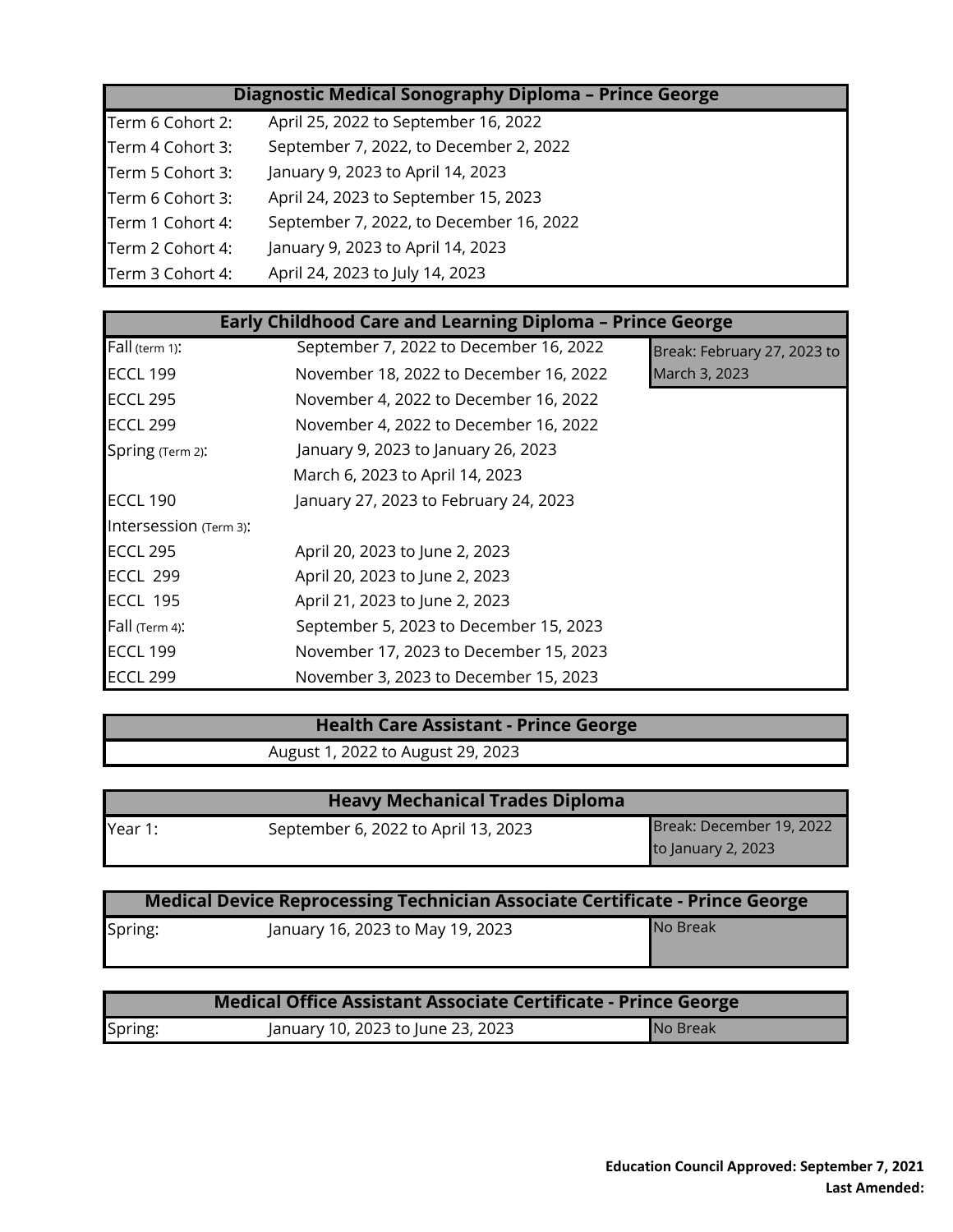| Diagnostic Medical Sonography Diploma – Prince George | |
|---|---|
| Term 6 Cohort 2: | April 25, 2022 to September 16, 2022 |
| Term 4 Cohort 3: | September 7, 2022, to December 2, 2022 |
| Term 5 Cohort 3: | January 9, 2023 to April 14, 2023 |
| Term 6 Cohort 3: | April 24, 2023 to September 15, 2023 |
| Term 1 Cohort 4: | September 7, 2022, to December 16, 2022 |
| Term 2 Cohort 4: | January 9, 2023 to April 14, 2023 |
| Term 3 Cohort 4: | April 24, 2023 to July 14, 2023 |

| Early Childhood Care and Learning Diploma – Prince George | | |
|---|---|---|
| Fall (term 1): | September 7, 2022 to December 16, 2022 | Break: February 27, 2023 to March 3, 2023 |
| ECCL 199 | November 18, 2022 to December 16, 2022 | |
| ECCL 295 | November 4, 2022 to December 16, 2022 | |
| ECCL 299 | November 4, 2022 to December 16, 2022 | |
| Spring (Term 2): | January 9, 2023 to January 26, 2023 | |
| | March 6, 2023 to April 14, 2023 | |
| ECCL 190 | January 27, 2023 to February 24, 2023 | |
| Intersession (Term 3): | | |
| ECCL 295 | April 20, 2023 to June 2, 2023 | |
| ECCL 299 | April 20, 2023 to June 2, 2023 | |
| ECCL 195 | April 21, 2023 to June 2, 2023 | |
| Fall (Term 4): | September 5, 2023 to December 15, 2023 | |
| ECCL 199 | November 17, 2023 to December 15, 2023 | |
| ECCL 299 | November 3, 2023 to December 15, 2023 | |

| Health Care Assistant - Prince George | |
|---|---|
| | August 1, 2022 to August 29, 2023 |

| Heavy Mechanical Trades Diploma | | |
|---|---|---|
| Year 1: | September 6, 2022 to April 13, 2023 | Break: December 19, 2022 to January 2, 2023 |

| Medical Device Reprocessing Technician Associate Certificate - Prince George | | |
|---|---|---|
| Spring: | January 16, 2023 to May 19, 2023 | No Break |

| Medical Office Assistant Associate Certificate - Prince George | | |
|---|---|---|
| Spring: | January 10, 2023 to June 23, 2023 | No Break |

**Education Council Approved: September 7, 2021**
**Last Amended:**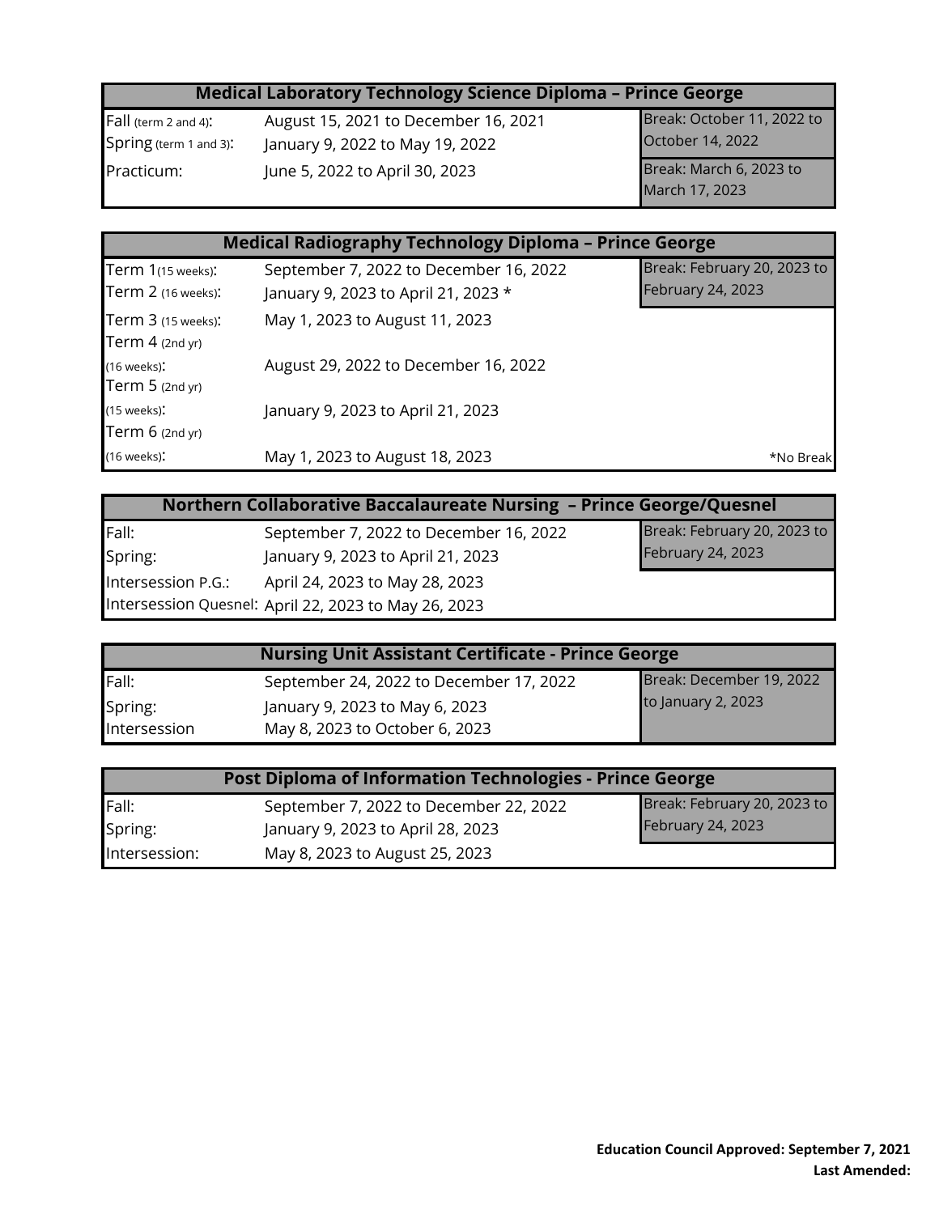| Medical Laboratory Technology Science Diploma – Prince George | | |
|---|---|---|
| Fall (term 2 and 4): | August 15, 2021 to December 16, 2021 | Break: October 11, 2022 to October 14, 2022 |
| Spring (term 1 and 3): | January 9, 2022 to May 19, 2022 | |
| Practicum: | June 5, 2022 to April 30, 2023 | Break: March 6, 2023 to March 17, 2023 |

| Medical Radiography Technology Diploma – Prince George | | |
|---|---|---|
| Term 1 (15 weeks): | September 7, 2022 to December 16, 2022 | Break: February 20, 2023 to February 24, 2023 |
| Term 2 (16 weeks): | January 9, 2023 to April 21, 2023 * | |
| Term 3 (15 weeks): | May 1, 2023 to August 11, 2023 | |
| Term 4 (2nd yr) (16 weeks): | August 29, 2022 to December 16, 2022 | |
| Term 5 (2nd yr) (15 weeks): | January 9, 2023 to April 21, 2023 | |
| Term 6 (2nd yr) (16 weeks): | May 1, 2023 to August 18, 2023 | *No Break |

| Northern Collaborative Baccalaureate Nursing – Prince George/Quesnel | | |
|---|---|---|
| Fall: | September 7, 2022 to December 16, 2022 | Break: February 20, 2023 to February 24, 2023 |
| Spring: | January 9, 2023 to April 21, 2023 | |
| Intersession P.G.: | April 24, 2023 to May 28, 2023 | |
| Intersession Quesnel: | April 22, 2023 to May 26, 2023 | |

| Nursing Unit Assistant Certificate - Prince George | | |
|---|---|---|
| Fall: | September 24, 2022 to December 17, 2022 | Break: December 19, 2022 to January 2, 2023 |
| Spring: | January 9, 2023 to May 6, 2023 | |
| Intersession | May 8, 2023 to October 6, 2023 | |

| Post Diploma of Information Technologies - Prince George | | |
|---|---|---|
| Fall: | September 7, 2022 to December 22, 2022 | Break: February 20, 2023 to February 24, 2023 |
| Spring: | January 9, 2023 to April 28, 2023 | |
| Intersession: | May 8, 2023 to August 25, 2023 | |

**Education Council Approved: September 7, 2021**
**Last Amended:**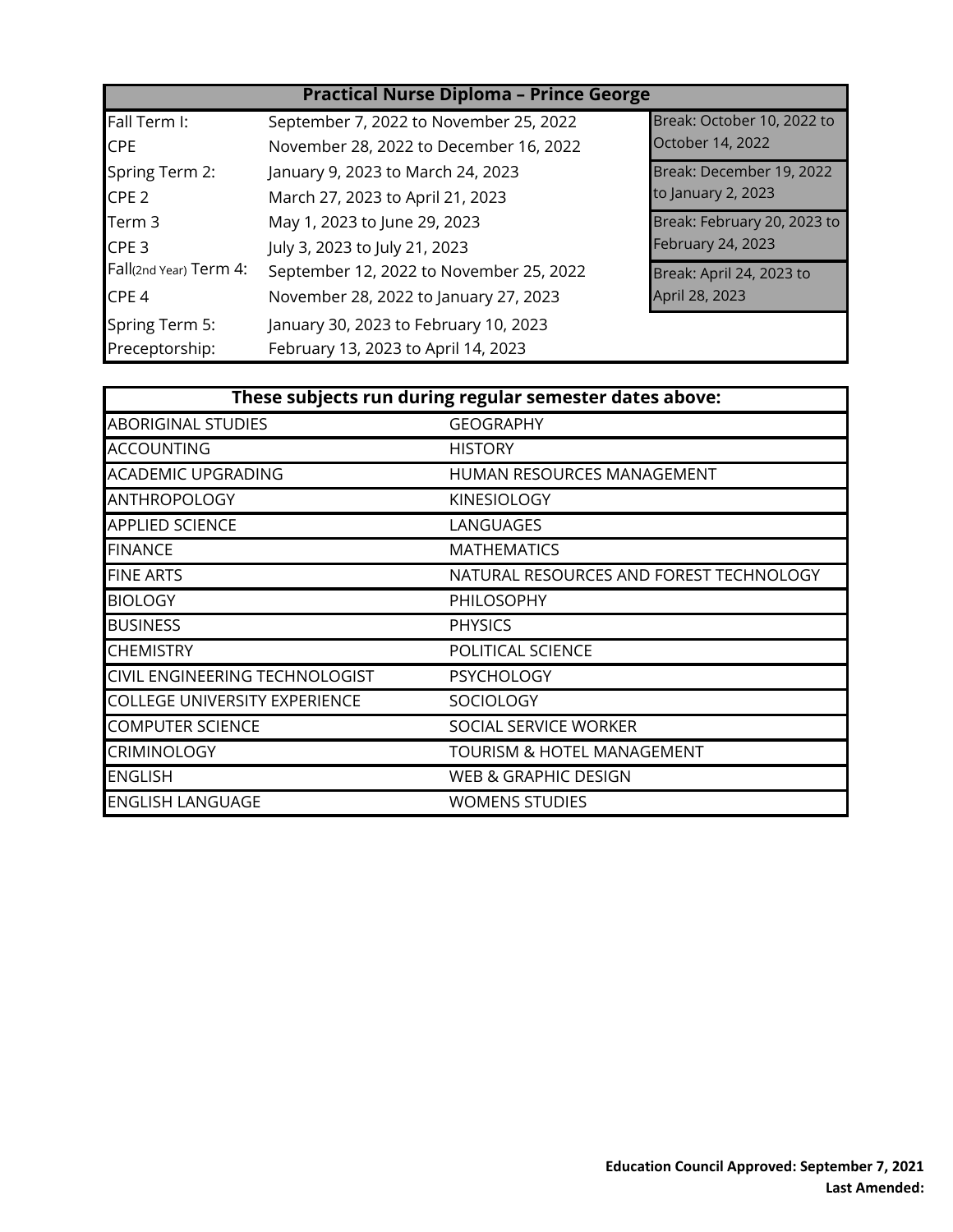| Practical Nurse Diploma – Prince George | | |
| --- | --- | --- |
| Fall Term I: | September 7, 2022 to November 25, 2022 | Break: October 10, 2022 to October 14, 2022 |
| CPE | November 28, 2022 to December 16, 2022 | |
| Spring Term 2: | January 9, 2023 to March 24, 2023 | Break: December 19, 2022 to January 2, 2023 |
| CPE 2 | March 27, 2023 to April 21, 2023 | |
| Term 3 | May 1, 2023 to June 29, 2023 | Break: February 20, 2023 to February 24, 2023 |
| CPE 3 | July 3, 2023 to July 21, 2023 | |
| Fall(2nd Year) Term 4: | September 12, 2022 to November 25, 2022 | Break: April 24, 2023 to April 28, 2023 |
| CPE 4 | November 28, 2022 to January 27, 2023 | |
| Spring Term 5: | January 30, 2023 to February 10, 2023 | |
| Preceptorship: | February 13, 2023 to April 14, 2023 | |

| These subjects run during regular semester dates above: | |
| --- | --- |
| ABORIGINAL STUDIES | GEOGRAPHY |
| ACCOUNTING | HISTORY |
| ACADEMIC UPGRADING | HUMAN RESOURCES MANAGEMENT |
| ANTHROPOLOGY | KINESIOLOGY |
| APPLIED SCIENCE | LANGUAGES |
| FINANCE | MATHEMATICS |
| FINE ARTS | NATURAL RESOURCES AND FOREST TECHNOLOGY |
| BIOLOGY | PHILOSOPHY |
| BUSINESS | PHYSICS |
| CHEMISTRY | POLITICAL SCIENCE |
| CIVIL ENGINEERING TECHNOLOGIST | PSYCHOLOGY |
| COLLEGE UNIVERSITY EXPERIENCE | SOCIOLOGY |
| COMPUTER SCIENCE | SOCIAL SERVICE WORKER |
| CRIMINOLOGY | TOURISM & HOTEL MANAGEMENT |
| ENGLISH | WEB & GRAPHIC DESIGN |
| ENGLISH LANGUAGE | WOMENS STUDIES |

**Education Council Approved: September 7, 2021**
**Last Amended:**